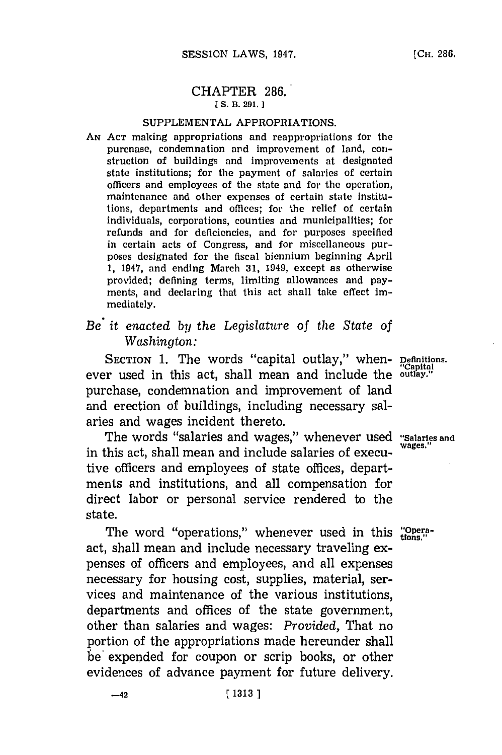# CHAPTER 286.

[S. B. 291.]

## SUPPLEMENTAL APPROPRIATIONS.

AN ACT making appropriations and reappropriations for the purchase, condemnation and improvement of land, construction of buildings and improvements at designated state institutions; for the payment of salaries of certain officers and employees of the state and for the operation, maintenance and other expenses of certain state institutions, departments and offices; for the relief of certain individuals, corporations, counties and municipalities; for refunds and for deficiencies, and for purposes specified in certain acts of Congress, and for miscellaneous purposes designated for the fiscal biennium beginning April 1, 1947, and ending March 31, 1949, except as otherwise provided; defining terms, limiting allowances and payments, and declaring that this act shall take effect immediately.

*Be it enacted by the Legislature of the State of Washington:*

Definitions. "Capital outlay."

SECTION 1. The words "capital outlay," whenever used in this act, shall mean and include the purchase, condemnation and improvement of land and erection of buildings, including necessary salaries and wages incident thereto.

"Salaries and wages."

The words "salaries and wages," whenever used in this act, shall mean and include salaries of executive officers and employees of state offices, departments and institutions, and all compensation for direct labor or personal service rendered to the state.

"Operations."

The word "operations," whenever used in this act, shall mean and include necessary traveling expenses of officers and employees, and all expenses necessary for housing cost, supplies, material, services and maintenance of the various institutions, departments and offices of the state government, other than salaries and wages: *Provided,* That no portion of the appropriations made hereunder shall be expended for coupon or scrip books, or other evidences of advance payment for future delivery.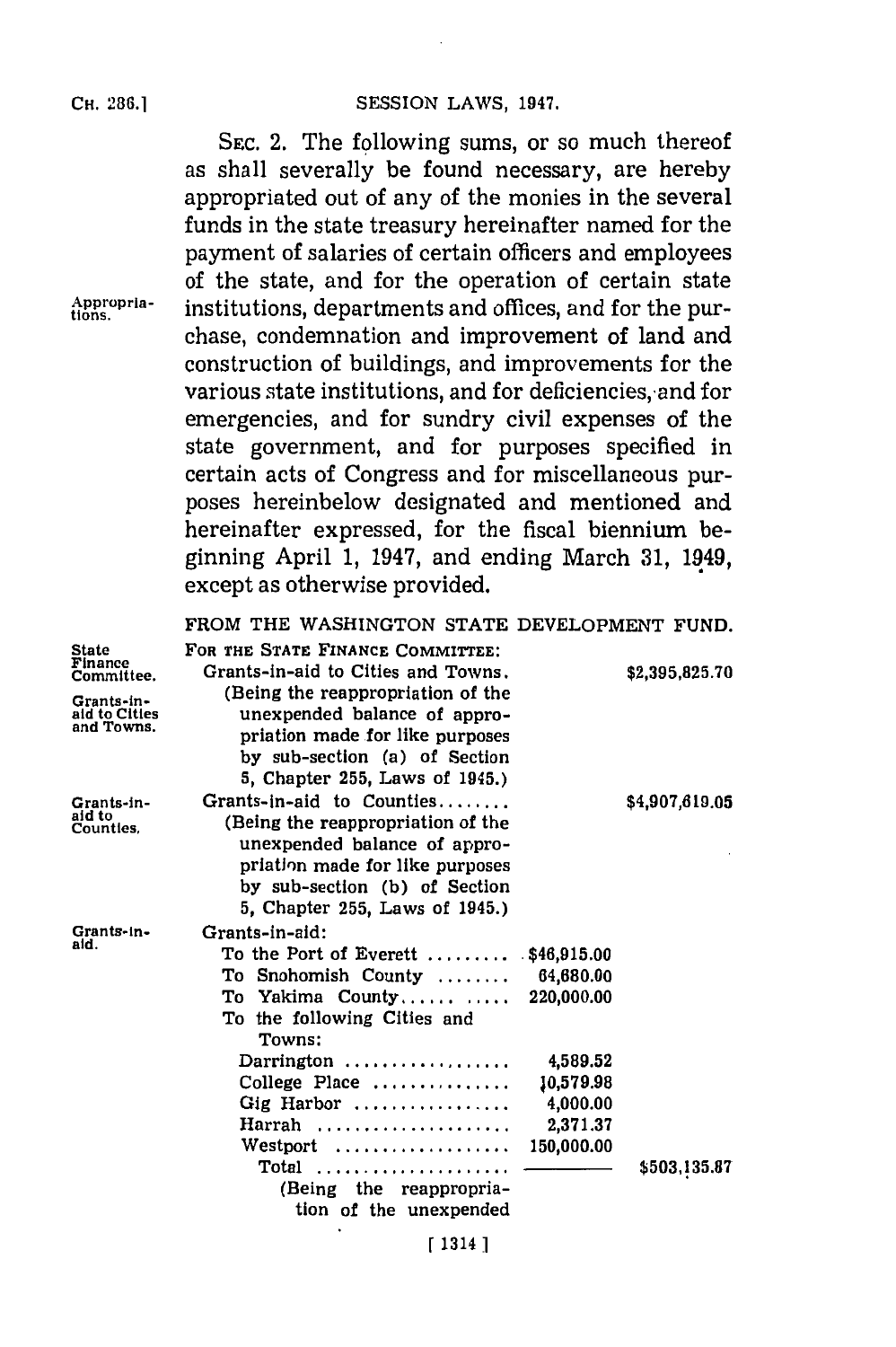SEC. 2. The following sums, or so much thereof as shall severally be found necessary, are hereby appropriated out of any of the monies in the several funds in the state treasury hereinafter named for the payment of salaries of certain officers and employees of the state, and for the operation of certain state institutions, departments and offices, and for the purchase, condemnation and improvement of land and construction of buildings, and improvements for the various state institutions, and for deficiencies, and for emergencies, and for sundry civil expenses of the state government, and for purposes specified in certain acts of Congress and for miscellaneous purposes hereinbelow designated and mentioned and hereinafter expressed, for the fiscal biennium beginning April 1, 1947, and ending March 31, 1949, except as otherwise provided.

Appropriations.

FROM THE WASHINGTON STATE DEVELOPMENT FUND.

State Finance Committee.

FOR THE STATE FINANCE COMMITTEE:

Grants-in-aid to Cities and Towns.

Grants-in-aid to Cities and Towns. ..... $2,395,825.70
(Being the reappropriation of the unexpended balance of appropriation made for like purposes by sub-section (a) of Section 5, Chapter 255, Laws of 1945.)

Grants-in-aid to Counties.

Grants-in-aid to Counties........ $4,907,619.05
(Being the reappropriation of the unexpended balance of appropriation made for like purposes by sub-section (b) of Section 5, Chapter 255, Laws of 1945.)

Grants-in-aid.

Grants-in-aid:

| | | |
|---|---|---|
| To the Port of Everett ......... | $46,915.00 | |
| To Snohomish County ........ | 64,680.00 | |
| To Yakima County.......... | 220,000.00 | |
| To the following Cities and Towns: | | |
| Darrington .................. | 4,589.52 | |
| College Place .............. | 10,579.98 | |
| Gig Harbor ................ | 4,000.00 | |
| Harrah .................... | 2,371.37 | |
| Westport .................. | 150,000.00 | |
| Total .................... | | $503,135.87 |

(Being the reappropriation of the unexpended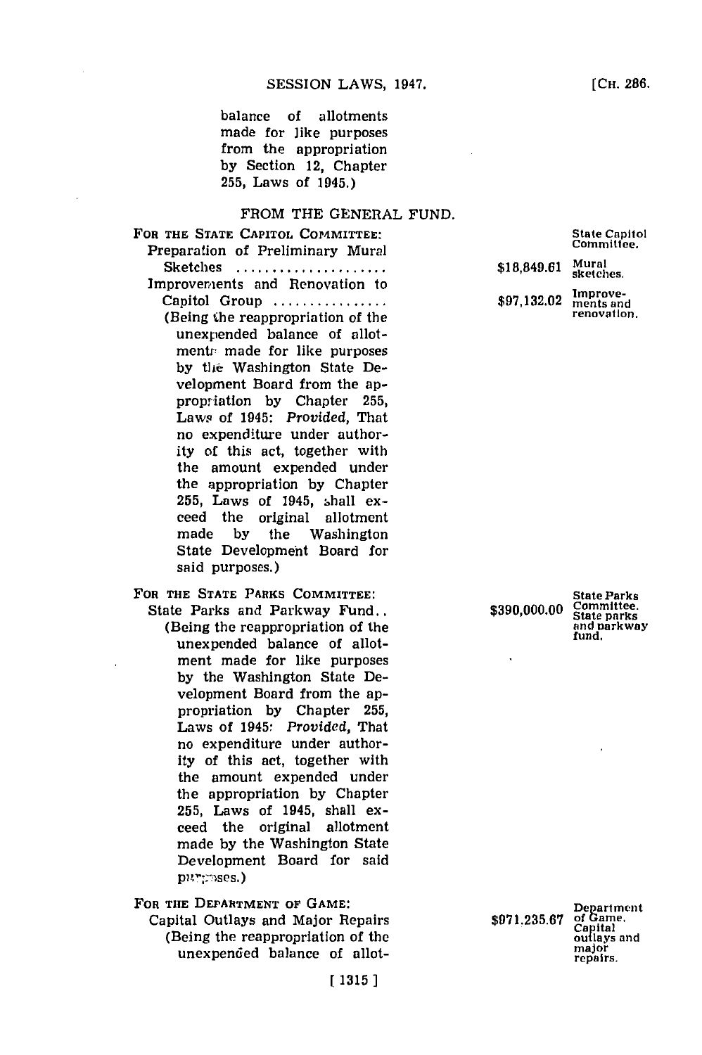balance of allotments made for like purposes from the appropriation by Section 12, Chapter 255, Laws of 1945.)

FROM THE GENERAL FUND.

FOR THE STATE CAPITOL COMMITTEE: — State Capitol Committee.

Preparation of Preliminary Mural Sketches .................... $18,849.61 — Mural sketches.

Improvements and Renovation to Capitol Group ................ $97,132.02 — Improvements and renovation.

(Being the reappropriation of the unexpended balance of allotments made for like purposes by the Washington State Development Board from the appropriation by Chapter 255, Laws of 1945: *Provided*, That no expenditure under authority of this act, together with the amount expended under the appropriation by Chapter 255, Laws of 1945, shall exceed the original allotment made by the Washington State Development Board for said purposes.)

FOR THE STATE PARKS COMMITTEE: — State Parks Committee.

State Parks and Parkway Fund.. $390,000.00 — State parks and parkway fund.

(Being the reappropriation of the unexpended balance of allotment made for like purposes by the Washington State Development Board from the appropriation by Chapter 255, Laws of 1945: *Provided*, That no expenditure under authority of this act, together with the amount expended under the appropriation by Chapter 255, Laws of 1945, shall exceed the original allotment made by the Washington State Development Board for said purposes.)

FOR THE DEPARTMENT OF GAME: — Department of Game.

Capital Outlays and Major Repairs $971,235.67 — Capital outlays and major repairs.

(Being the reappropriation of the unexpended balance of allot-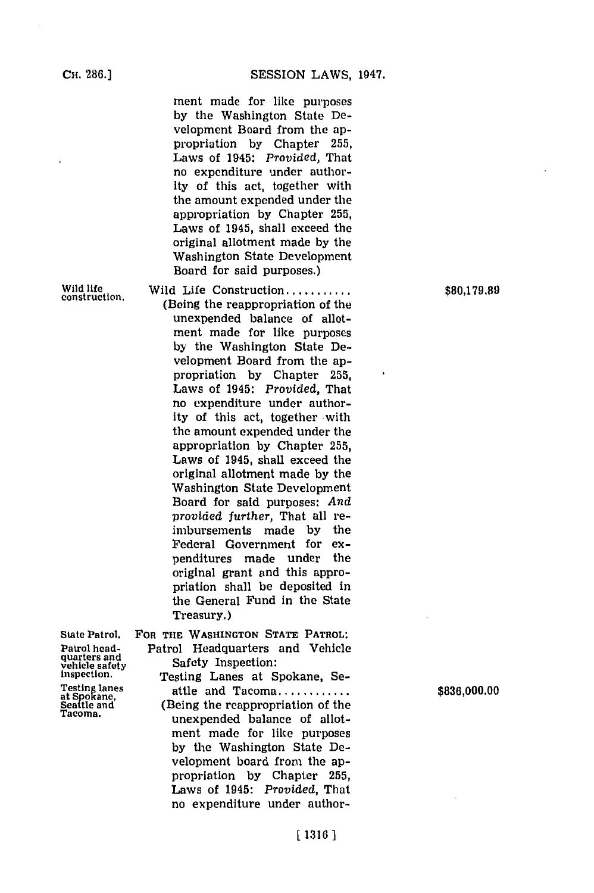ment made for like purposes by the Washington State Development Board from the appropriation by Chapter 255, Laws of 1945: *Provided,* That no expenditure under authority of this act, together with the amount expended under the appropriation by Chapter 255, Laws of 1945, shall exceed the original allotment made by the Washington State Development Board for said purposes.)

Wild life construction.

Wild Life Construction.......... $80,179.89

(Being the reappropriation of the unexpended balance of allotment made for like purposes by the Washington State Development Board from the appropriation by Chapter 255, Laws of 1945: *Provided,* That no expenditure under authority of this act, together with the amount expended under the appropriation by Chapter 255, Laws of 1945, shall exceed the original allotment made by the Washington State Development Board for said purposes: *And provided further,* That all reimbursements made by the Federal Government for expenditures made under the original grant and this appropriation shall be deposited in the General Fund in the State Treasury.)

State Patrol.

FOR THE WASHINGTON STATE PATROL:

Patrol headquarters and vehicle safety inspection.

Patrol Headquarters and Vehicle Safety Inspection:

Testing lanes at Spokane, Seattle and Tacoma.

Testing Lanes at Spokane, Seattle and Tacoma........... $836,000.00

(Being the reappropriation of the unexpended balance of allotment made for like purposes by the Washington State Development board from the appropriation by Chapter 255, Laws of 1945: *Provided,* That no expenditure under author-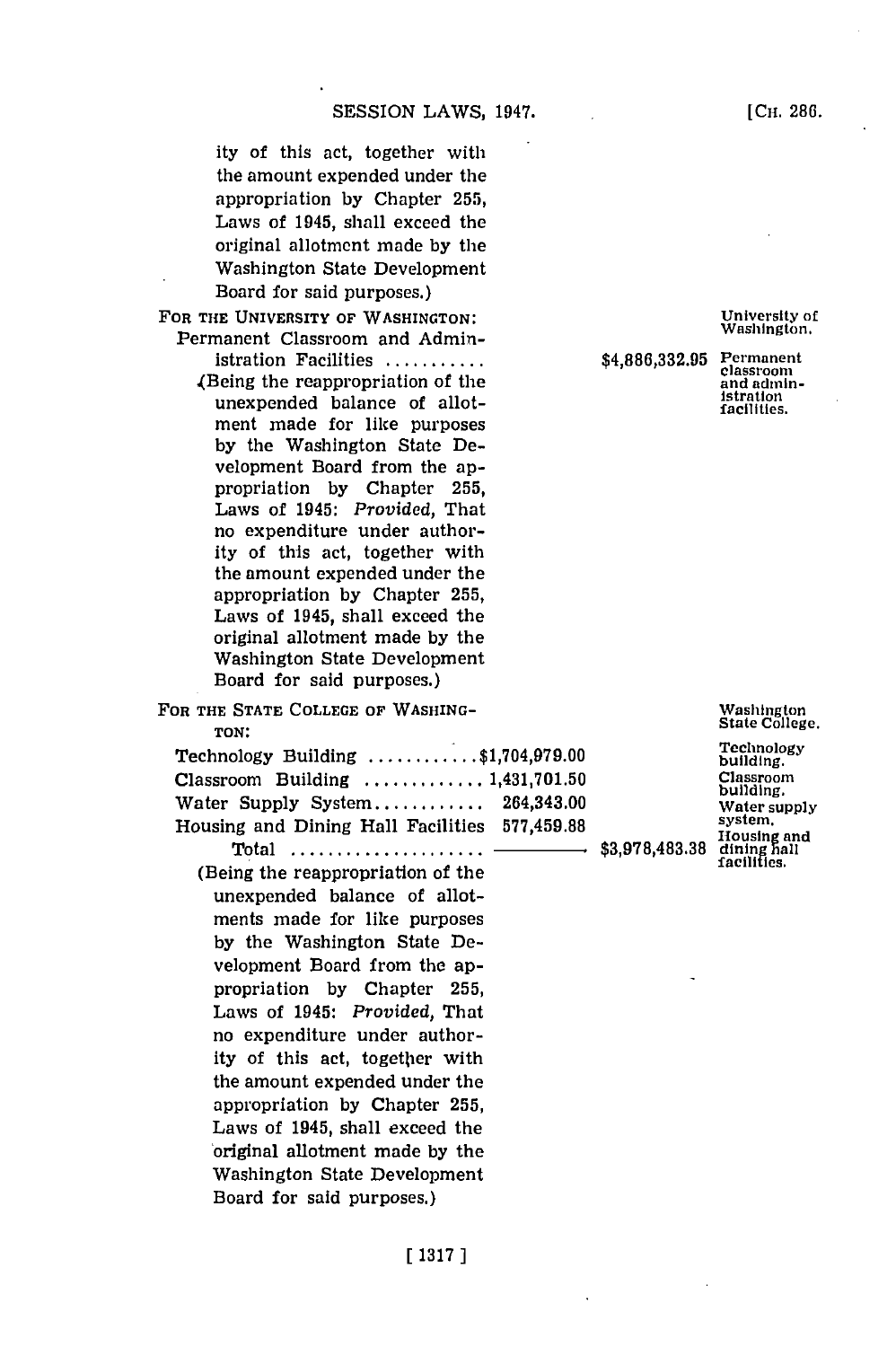ity of this act, together with the amount expended under the appropriation by Chapter 255, Laws of 1945, shall exceed the original allotment made by the Washington State Development Board for said purposes.)

FOR THE UNIVERSITY OF WASHINGTON: *University of Washington.*

Permanent Classroom and Administration Facilities ........... $4,886,332.95 *Permanent classroom and administration facilities.*

(Being the reappropriation of the unexpended balance of allotment made for like purposes by the Washington State Development Board from the appropriation by Chapter 255, Laws of 1945: *Provided,* That no expenditure under authority of this act, together with the amount expended under the appropriation by Chapter 255, Laws of 1945, shall exceed the original allotment made by the Washington State Development Board for said purposes.)

FOR THE STATE COLLEGE OF WASHINGTON: *Washington State College.*

| | | | |
|---|---|---|---|
| Technology Building ............ | $1,704,979.00 | | *Technology building.* |
| Classroom Building ............. | 1,431,701.50 | | *Classroom building.* |
| Water Supply System............ | 264,343.00 | | *Water supply system.* |
| Housing and Dining Hall Facilities | 577,459.88 | | *Housing and dining hall facilities.* |
| Total ..................... | | $3,978,483.38 | |

(Being the reappropriation of the unexpended balance of allotments made for like purposes by the Washington State Development Board from the appropriation by Chapter 255, Laws of 1945: *Provided,* That no expenditure under authority of this act, together with the amount expended under the appropriation by Chapter 255, Laws of 1945, shall exceed the original allotment made by the Washington State Development Board for said purposes.)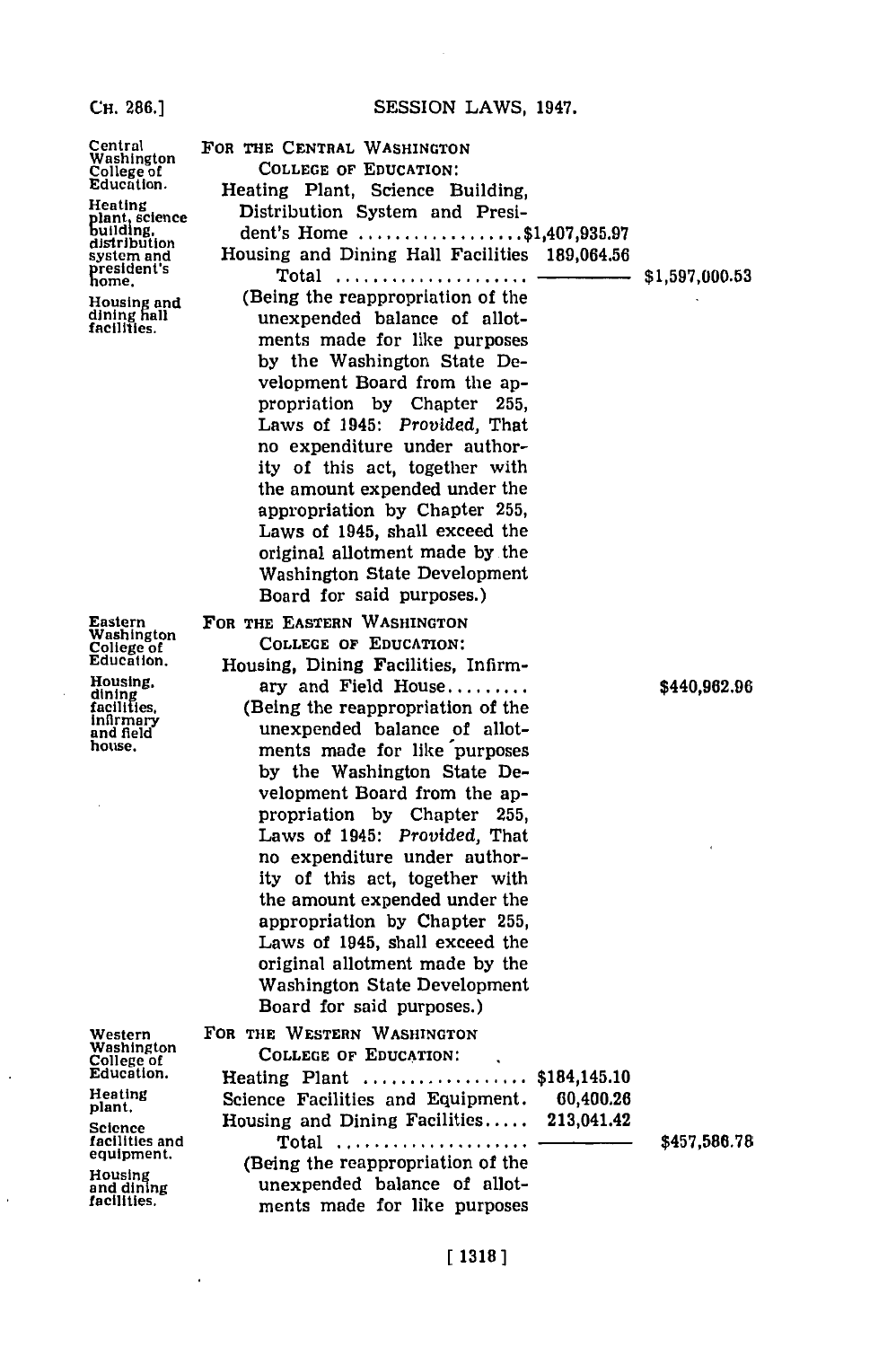FOR THE CENTRAL WASHINGTON COLLEGE OF EDUCATION:

*Central Washington College of Education.*

*Heating plant, science building, distribution system and president's home.*

*Housing and dining hall facilities.*

| | | |
|---|---|---|
| Heating Plant, Science Building, Distribution System and President's Home | $1,407,935.97 | |
| Housing and Dining Hall Facilities | 189,064.56 | |
| Total | | $1,597,000.53 |

(Being the reappropriation of the unexpended balance of allotments made for like purposes by the Washington State Development Board from the appropriation by Chapter 255, Laws of 1945: *Provided,* That no expenditure under authority of this act, together with the amount expended under the appropriation by Chapter 255, Laws of 1945, shall exceed the original allotment made by the Washington State Development Board for said purposes.)

FOR THE EASTERN WASHINGTON COLLEGE OF EDUCATION:

*Eastern Washington College of Education.*

*Housing, dining facilities, infirmary and field house.*

| | | |
|---|---|---|
| Housing, Dining Facilities, Infirmary and Field House | | $440,962.96 |

(Being the reappropriation of the unexpended balance of allotments made for like purposes by the Washington State Development Board from the appropriation by Chapter 255, Laws of 1945: *Provided,* That no expenditure under authority of this act, together with the amount expended under the appropriation by Chapter 255, Laws of 1945, shall exceed the original allotment made by the Washington State Development Board for said purposes.)

FOR THE WESTERN WASHINGTON COLLEGE OF EDUCATION:

*Western Washington College of Education.*

*Heating plant.*

*Science facilities and equipment.*

*Housing and dining facilities.*

| | | |
|---|---|---|
| Heating Plant | $184,145.10 | |
| Science Facilities and Equipment | 60,400.26 | |
| Housing and Dining Facilities | 213,041.42 | |
| Total | | $457,586.78 |

(Being the reappropriation of the unexpended balance of allotments made for like purposes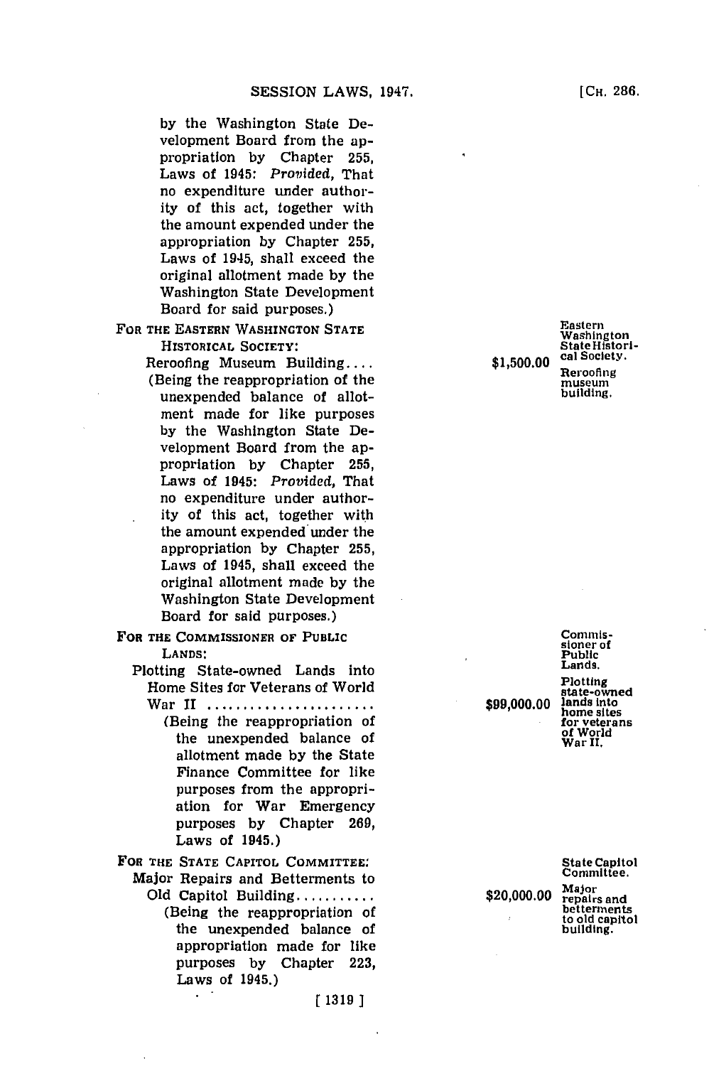by the Washington State Development Board from the appropriation by Chapter 255, Laws of 1945: *Provided*, That no expenditure under authority of this act, together with the amount expended under the appropriation by Chapter 255, Laws of 1945, shall exceed the original allotment made by the Washington State Development Board for said purposes.)

FOR THE EASTERN WASHINGTON STATE HISTORICAL SOCIETY:

*Eastern Washington State Historical Society.*

*Reroofing museum building.*

Reroofing Museum Building.... $1,500.00

(Being the reappropriation of the unexpended balance of allotment made for like purposes by the Washington State Development Board from the appropriation by Chapter 255, Laws of 1945: *Provided*, That no expenditure under authority of this act, together with the amount expended under the appropriation by Chapter 255, Laws of 1945, shall exceed the original allotment made by the Washington State Development Board for said purposes.)

FOR THE COMMISSIONER OF PUBLIC LANDS:

*Commissioner of Public Lands.*

*Plotting state-owned lands into home sites for veterans of World War II.*

Plotting State-owned Lands into Home Sites for Veterans of World War II ....................... $99,000.00

(Being the reappropriation of the unexpended balance of allotment made by the State Finance Committee for like purposes from the appropriation for War Emergency purposes by Chapter 269, Laws of 1945.)

FOR THE STATE CAPITOL COMMITTEE:

*State Capitol Committee.*

*Major repairs and betterments to old capitol building.*

Major Repairs and Betterments to Old Capitol Building........... $20,000.00

(Being the reappropriation of the unexpended balance of appropriation made for like purposes by Chapter 223, Laws of 1945.)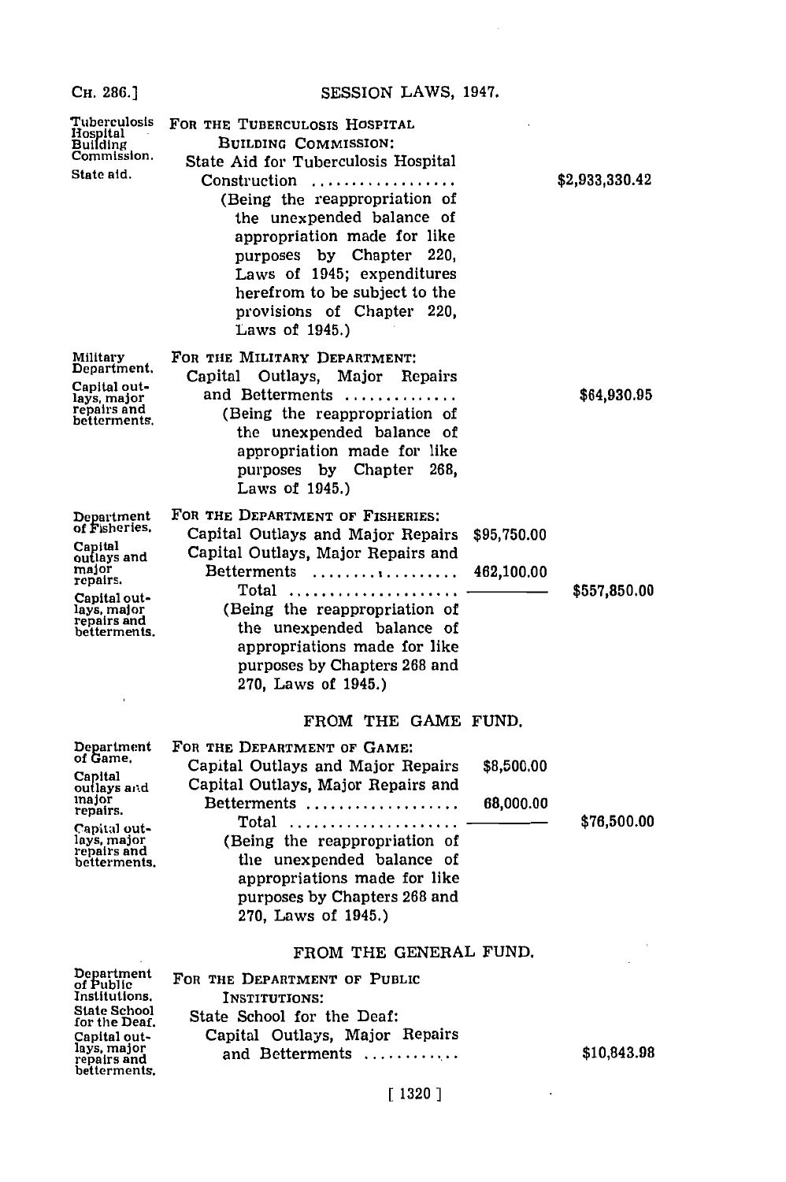Tuberculosis Hospital Building Commission.
State aid.

FOR THE TUBERCULOSIS HOSPITAL BUILDING COMMISSION:

State Aid for Tuberculosis Hospital Construction .................. $2,933,330.42

(Being the reappropriation of the unexpended balance of appropriation made for like purposes by Chapter 220, Laws of 1945; expenditures herefrom to be subject to the provisions of Chapter 220, Laws of 1945.)

Military Department.
Capital outlays, major repairs and betterments.

FOR THE MILITARY DEPARTMENT:

Capital Outlays, Major Repairs and Betterments .............. $64,930.95

(Being the reappropriation of the unexpended balance of appropriation made for like purposes by Chapter 268, Laws of 1945.)

Department of Fisheries.
Capital outlays and major repairs.
Capital outlays, major repairs and betterments.

FOR THE DEPARTMENT OF FISHERIES:

| | | |
|---|---|---|
| Capital Outlays and Major Repairs | $95,750.00 | |
| Capital Outlays, Major Repairs and Betterments .................. | 462,100.00 | |
| Total .................... | | $557,850.00 |

(Being the reappropriation of the unexpended balance of appropriations made for like purposes by Chapters 268 and 270, Laws of 1945.)

## FROM THE GAME FUND.

Department of Game.
Capital outlays and major repairs.
Capital outlays, major repairs and betterments.

FOR THE DEPARTMENT OF GAME:

| | | |
|---|---|---|
| Capital Outlays and Major Repairs | $8,500.00 | |
| Capital Outlays, Major Repairs and Betterments .................. | 68,000.00 | |
| Total .................... | | $76,500.00 |

(Being the reappropriation of the unexpended balance of appropriations made for like purposes by Chapters 268 and 270, Laws of 1945.)

## FROM THE GENERAL FUND.

Department of Public Institutions.
State School for the Deaf.
Capital outlays, major repairs and betterments.

FOR THE DEPARTMENT OF PUBLIC INSTITUTIONS:

State School for the Deaf:

Capital Outlays, Major Repairs and Betterments ............ $10,843.98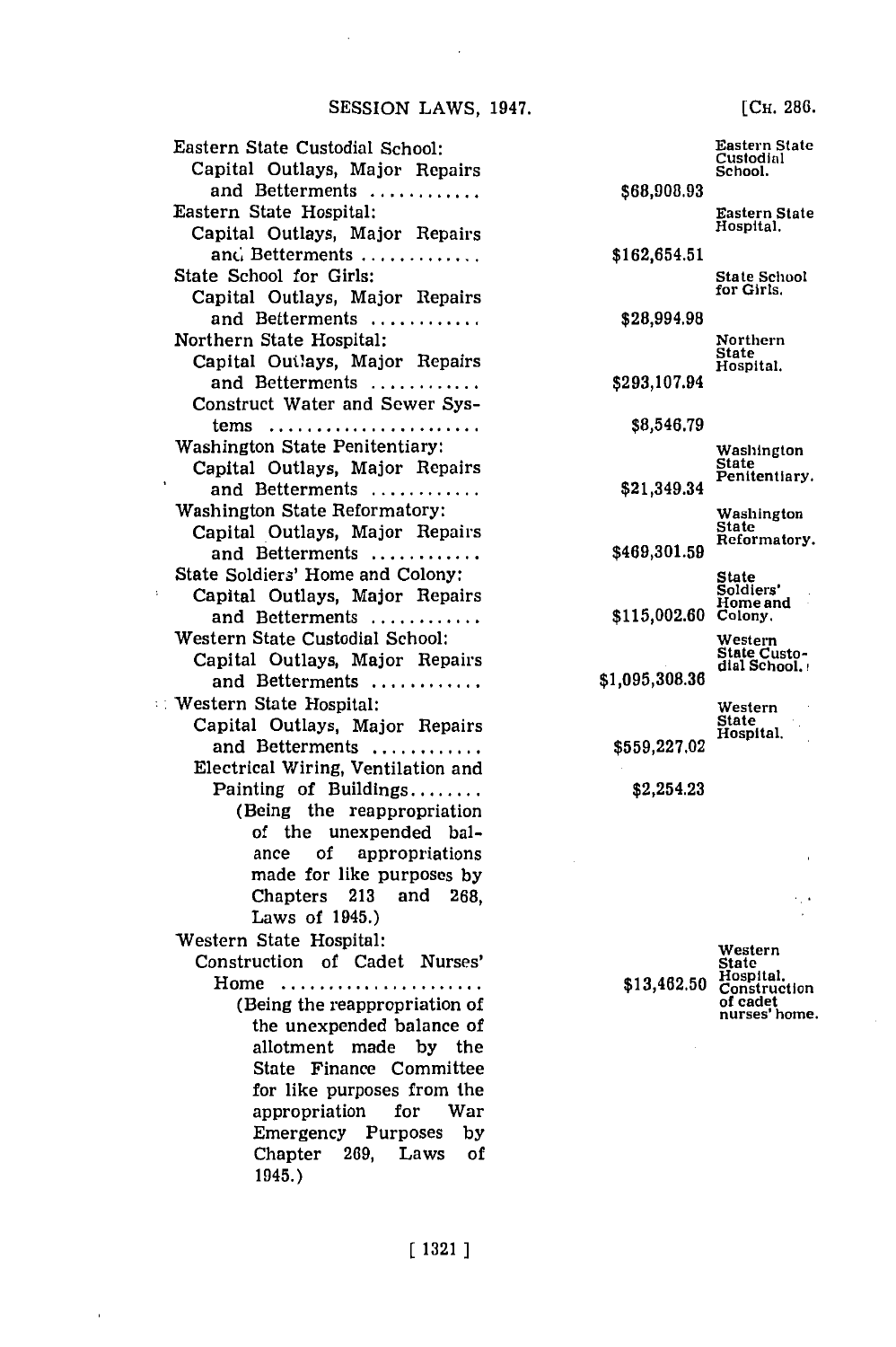Eastern State Custodial School:
  Capital Outlays, Major Repairs and Betterments ............ $68,908.93 — Eastern State Custodial School.

Eastern State Hospital:
  Capital Outlays, Major Repairs and Betterments ............ $162,654.51 — Eastern State Hospital.

State School for Girls:
  Capital Outlays, Major Repairs and Betterments ............ $28,994.98 — State School for Girls.

Northern State Hospital:
  Capital Outlays, Major Repairs and Betterments ............ $293,107.94 — Northern State Hospital.
  Construct Water and Sewer Systems ...................... $8,546.79

Washington State Penitentiary:
  Capital Outlays, Major Repairs and Betterments ............ $21,349.34 — Washington State Penitentiary.

Washington State Reformatory:
  Capital Outlays, Major Repairs and Betterments ............ $469,301.59 — Washington State Reformatory.

State Soldiers' Home and Colony:
  Capital Outlays, Major Repairs and Betterments ............ $115,002.60 — State Soldiers' Home and Colony.

Western State Custodial School:
  Capital Outlays, Major Repairs and Betterments ............ $1,095,308.36 — Western State Custodial School.

Western State Hospital:
  Capital Outlays, Major Repairs and Betterments ............ $559,227.02 — Western State Hospital.
  Electrical Wiring, Ventilation and Painting of Buildings........ $2,254.23
    (Being the reappropriation of the unexpended balance of appropriations made for like purposes by Chapters 213 and 268, Laws of 1945.)

Western State Hospital:
  Construction of Cadet Nurses' Home ...................... $13,462.50 — Western State Hospital. Construction of cadet nurses' home.
    (Being the reappropriation of the unexpended balance of allotment made by the State Finance Committee for like purposes from the appropriation for War Emergency Purposes by Chapter 269, Laws of 1945.)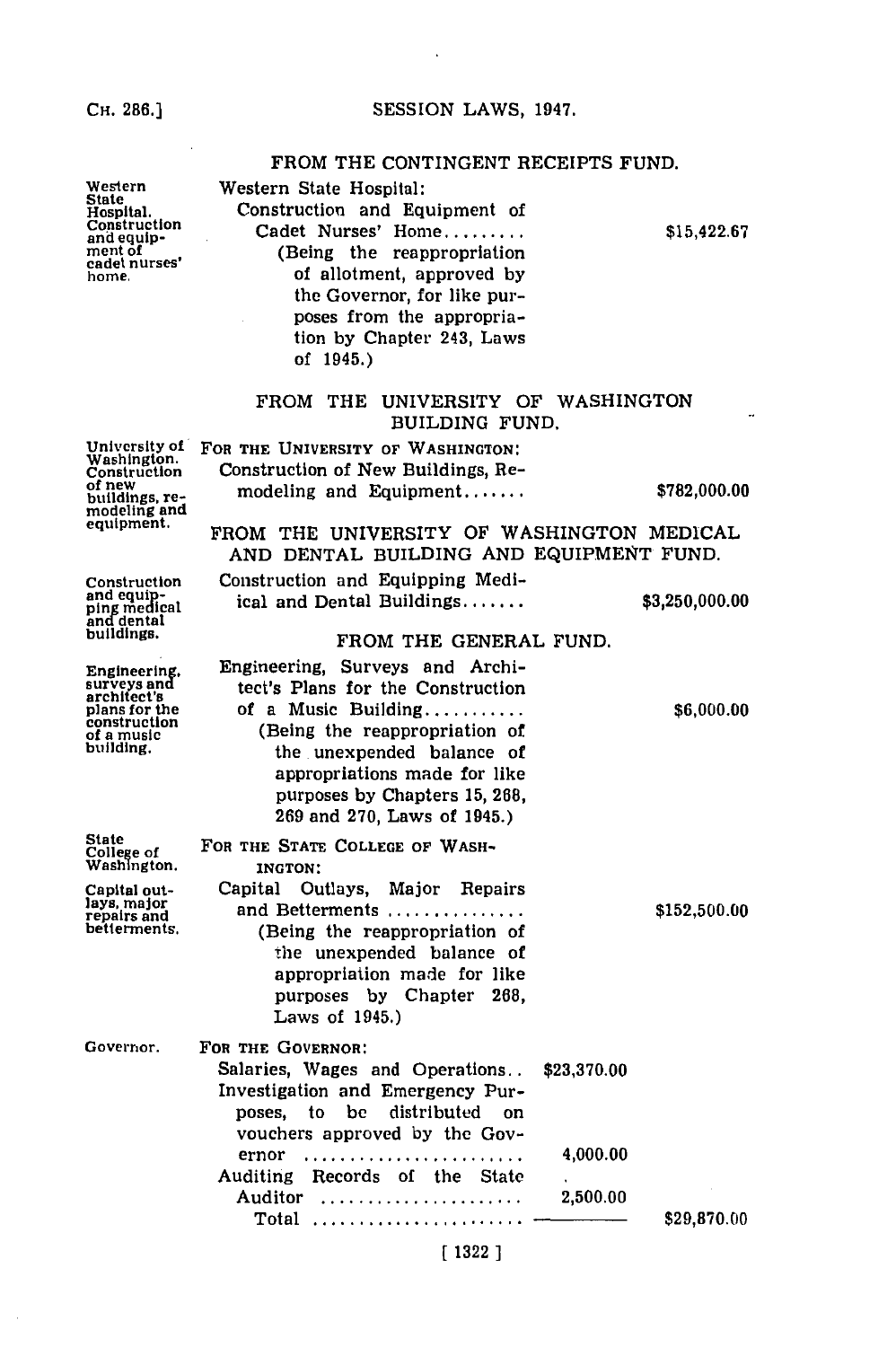FROM THE CONTINGENT RECEIPTS FUND.

Western State Hospital. Construction and equipment of cadet nurses' home.

Western State Hospital:
Construction and Equipment of Cadet Nurses' Home......... $15,422.67
(Being the reappropriation of allotment, approved by the Governor, for like purposes from the appropriation by Chapter 243, Laws of 1945.)

FROM THE UNIVERSITY OF WASHINGTON BUILDING FUND.

University of Washington. Construction of new buildings, remodeling and equipment.

FOR THE UNIVERSITY OF WASHINGTON:
Construction of New Buildings, Remodeling and Equipment....... $782,000.00

FROM THE UNIVERSITY OF WASHINGTON MEDICAL AND DENTAL BUILDING AND EQUIPMENT FUND.

Construction and equipping medical and dental buildings.

Construction and Equipping Medical and Dental Buildings....... $3,250,000.00

FROM THE GENERAL FUND.

Engineering, surveys and architect's plans for the construction of a music building.

Engineering, Surveys and Architect's Plans for the Construction of a Music Building........... $6,000.00
(Being the reappropriation of the unexpended balance of appropriations made for like purposes by Chapters 15, 268, 269 and 270, Laws of 1945.)

State College of Washington.

FOR THE STATE COLLEGE OF WASHINGTON:

Capital outlays, major repairs and betterments.

Capital Outlays, Major Repairs and Betterments ............... $152,500.00
(Being the reappropriation of the unexpended balance of appropriation made for like purposes by Chapter 268, Laws of 1945.)

Governor.

FOR THE GOVERNOR:

| | | |
|---|---|---|
| Salaries, Wages and Operations.. | $23,370.00 | |
| Investigation and Emergency Purposes, to be distributed on vouchers approved by the Governor ........................ | 4,000.00 | |
| Auditing Records of the State Auditor ...................... | 2,500.00 | |
| Total ....................... | | $29,870.00 |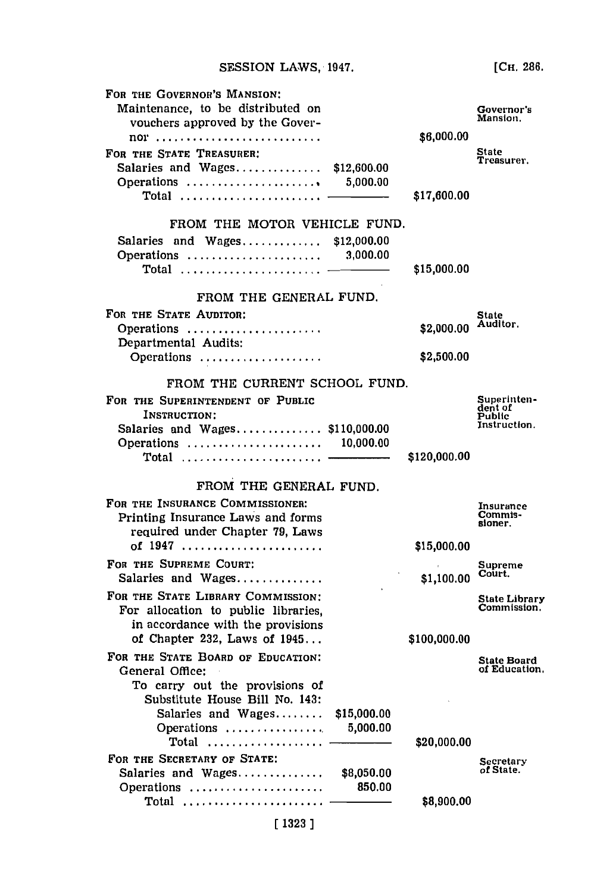FOR THE GOVERNOR'S MANSION:

| | | | |
|---|---|---|---|
| Maintenance, to be distributed on vouchers approved by the Governor ........................ | | $6,000.00 | Governor's Mansion. |

FOR THE STATE TREASURER:

| | | | |
|---|---|---|---|
| Salaries and Wages.............. | $12,600.00 | | State Treasurer. |
| Operations ...................... | 5,000.00 | | |
| Total ........................ | | $17,600.00 | |

FROM THE MOTOR VEHICLE FUND.

| | | |
|---|---|---|
| Salaries and Wages............. | $12,000.00 | |
| Operations ...................... | 3,000.00 | |
| Total ........................ | | $15,000.00 |

FROM THE GENERAL FUND.

FOR THE STATE AUDITOR:

| | | |
|---|---|---|
| Operations ...................... | $2,000.00 | State Auditor. |
| Departmental Audits: | | |
| Operations .................... | $2,500.00 | |

FROM THE CURRENT SCHOOL FUND.

FOR THE SUPERINTENDENT OF PUBLIC INSTRUCTION:

| | | | |
|---|---|---|---|
| Salaries and Wages.............. | $110,000.00 | | Superintendent of Public Instruction. |
| Operations ...................... | 10,000.00 | | |
| Total ........................ | | $120,000.00 | |

FROM THE GENERAL FUND.

FOR THE INSURANCE COMMISSIONER:

| | | |
|---|---|---|
| Printing Insurance Laws and forms required under Chapter 79, Laws of 1947 ...................... | $15,000.00 | Insurance Commissioner. |

FOR THE SUPREME COURT:

| | | |
|---|---|---|
| Salaries and Wages.............. | $1,100.00 | Supreme Court. |

FOR THE STATE LIBRARY COMMISSION:

| | | |
|---|---|---|
| For allocation to public libraries, in accordance with the provisions of Chapter 232, Laws of 1945... | $100,000.00 | State Library Commission. |

FOR THE STATE BOARD OF EDUCATION:

General Office:

To carry out the provisions of Substitute House Bill No. 143:

| | | | |
|---|---|---|---|
| Salaries and Wages........ | $15,000.00 | | State Board of Education. |
| Operations ................ | 5,000.00 | | |
| Total .................. | | $20,000.00 | |

FOR THE SECRETARY OF STATE:

| | | | |
|---|---|---|---|
| Salaries and Wages.............. | $8,050.00 | | Secretary of State. |
| Operations ...................... | 850.00 | | |
| Total ........................ | | $8,900.00 | |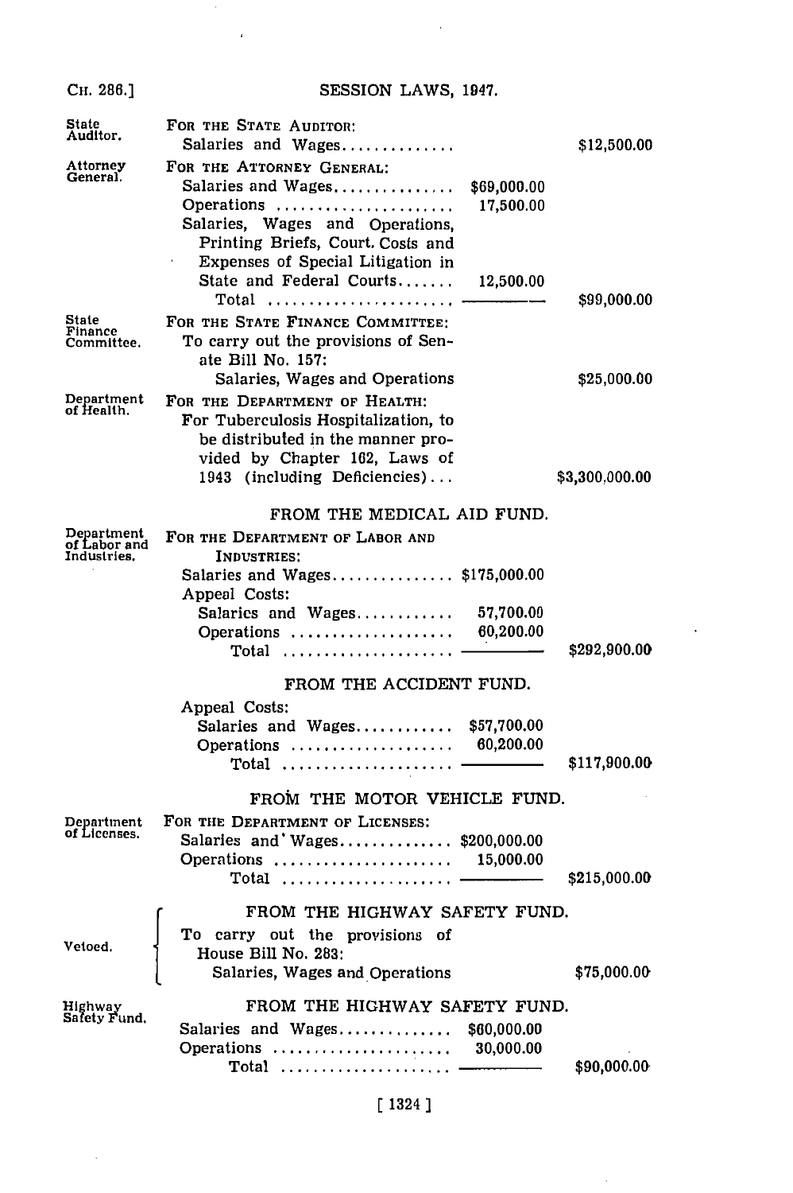| | | | |
|---|---|---|---|
| State Auditor. | FOR THE STATE AUDITOR: | | |
| | Salaries and Wages.............. | | $12,500.00 |
| Attorney General. | FOR THE ATTORNEY GENERAL: | | |
| | Salaries and Wages............... | $69,000.00 | |
| | Operations ...................... | 17,500.00 | |
| | Salaries, Wages and Operations, Printing Briefs, Court Costs and Expenses of Special Litigation in State and Federal Courts....... | 12,500.00 | |
| | Total ...................... | | $99,000.00 |
| State Finance Committee. | FOR THE STATE FINANCE COMMITTEE: | | |
| | To carry out the provisions of Senate Bill No. 157: Salaries, Wages and Operations | | $25,000.00 |
| Department of Health. | FOR THE DEPARTMENT OF HEALTH: | | |
| | For Tuberculosis Hospitalization, to be distributed in the manner provided by Chapter 162, Laws of 1943 (including Deficiencies)... | | $3,300,000.00 |
| | **FROM THE MEDICAL AID FUND.** | | |
| Department of Labor and Industries. | FOR THE DEPARTMENT OF LABOR AND INDUSTRIES: | | |
| | Salaries and Wages............... | $175,000.00 | |
| | Appeal Costs: | | |
| | Salaries and Wages............ | 57,700.00 | |
| | Operations .................... | 60,200.00 | |
| | Total ..................... | | $292,900.00 |
| | **FROM THE ACCIDENT FUND.** | | |
| | Appeal Costs: | | |
| | Salaries and Wages............ | $57,700.00 | |
| | Operations .................... | 60,200.00 | |
| | Total ..................... | | $117,900.00 |
| | **FROM THE MOTOR VEHICLE FUND.** | | |
| Department of Licenses. | FOR THE DEPARTMENT OF LICENSES: | | |
| | Salaries and Wages.............. | $200,000.00 | |
| | Operations ...................... | 15,000.00 | |
| | Total ..................... | | $215,000.00 |
| | **FROM THE HIGHWAY SAFETY FUND.** | | |
| Vetoed. | To carry out the provisions of House Bill No. 283: Salaries, Wages and Operations | | $75,000.00 |
| Highway Safety Fund. | **FROM THE HIGHWAY SAFETY FUND.** | | |
| | Salaries and Wages.............. | $60,000.00 | |
| | Operations ...................... | 30,000.00 | |
| | Total ..................... | | $90,000.00 |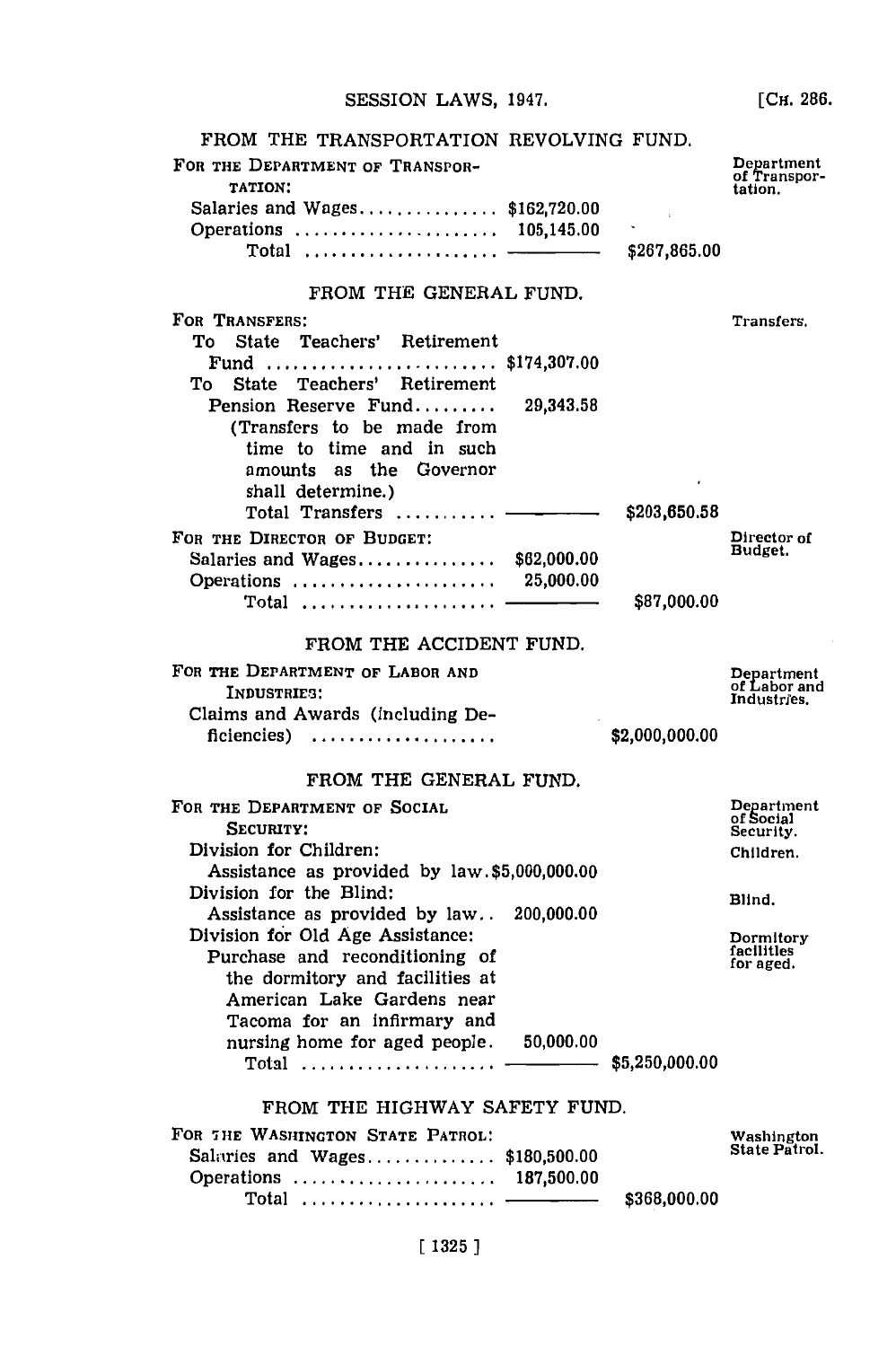FROM THE TRANSPORTATION REVOLVING FUND.

| | | | |
|---|---|---|---|
| FOR THE DEPARTMENT OF TRANSPORTATION: | | | Department of Transportation. |
| Salaries and Wages | $162,720.00 | | |
| Operations | 105,145.00 | | |
| Total | | $267,865.00 | |

FROM THE GENERAL FUND.

| | | | |
|---|---|---|---|
| FOR TRANSFERS: | | | Transfers. |
| To State Teachers' Retirement Fund | $174,307.00 | | |
| To State Teachers' Retirement Pension Reserve Fund | 29,343.58 | | |
| (Transfers to be made from time to time and in such amounts as the Governor shall determine.) | | | |
| Total Transfers | | $203,650.58 | |
| FOR THE DIRECTOR OF BUDGET: | | | Director of Budget. |
| Salaries and Wages | $62,000.00 | | |
| Operations | 25,000.00 | | |
| Total | | $87,000.00 | |

FROM THE ACCIDENT FUND.

| | | | |
|---|---|---|---|
| FOR THE DEPARTMENT OF LABOR AND INDUSTRIES: | | | Department of Labor and Industries. |
| Claims and Awards (including Deficiencies) | | $2,000,000.00 | |

FROM THE GENERAL FUND.

| | | | |
|---|---|---|---|
| FOR THE DEPARTMENT OF SOCIAL SECURITY: | | | Department of Social Security. |
| Division for Children: | | | Children. |
| Assistance as provided by law | $5,000,000.00 | | |
| Division for the Blind: | | | Blind. |
| Assistance as provided by law | 200,000.00 | | |
| Division for Old Age Assistance: | | | Dormitory facilities for aged. |
| Purchase and reconditioning of the dormitory and facilities at American Lake Gardens near Tacoma for an infirmary and nursing home for aged people. | 50,000.00 | | |
| Total | | $5,250,000.00 | |

FROM THE HIGHWAY SAFETY FUND.

| | | | |
|---|---|---|---|
| FOR THE WASHINGTON STATE PATROL: | | | Washington State Patrol. |
| Salaries and Wages | $180,500.00 | | |
| Operations | 187,500.00 | | |
| Total | | $368,000.00 | |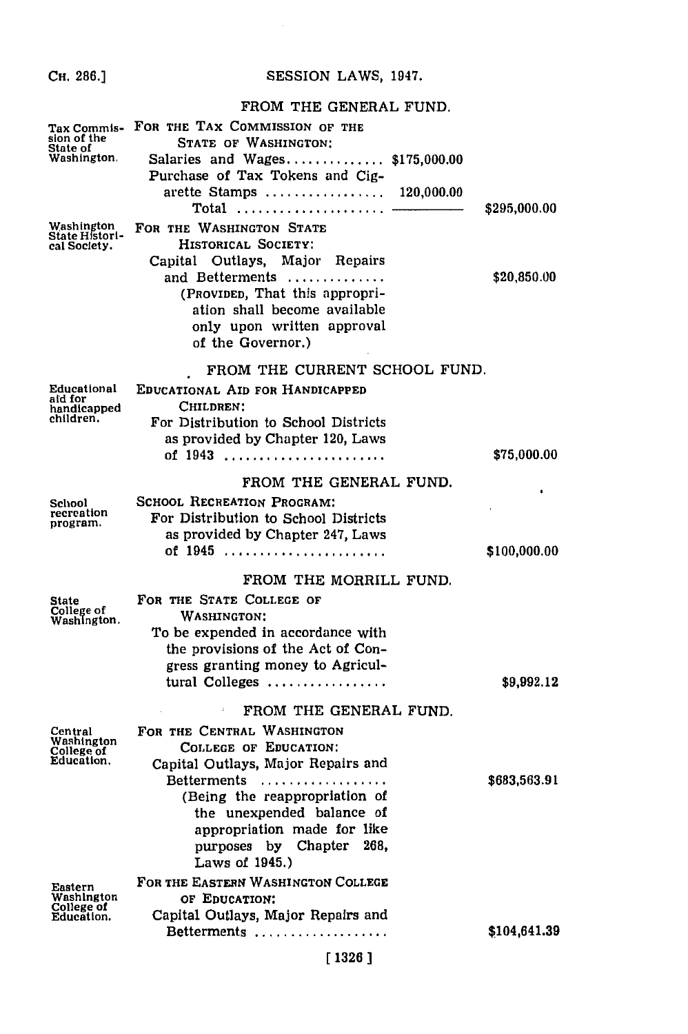FROM THE GENERAL FUND.

Tax Commission of the State of Washington.

FOR THE TAX COMMISSION OF THE STATE OF WASHINGTON:

| | | |
|---|---|---|
| Salaries and Wages.............. | $175,000.00 | |
| Purchase of Tax Tokens and Cigarette Stamps ................ | 120,000.00 | |
| Total .................... | | $295,000.00 |

Washington State Historical Society.

FOR THE WASHINGTON STATE HISTORICAL SOCIETY:

| | |
|---|---|
| Capital Outlays, Major Repairs and Betterments ............. | $20,850.00 |

(PROVIDED, That this appropriation shall become available only upon written approval of the Governor.)

FROM THE CURRENT SCHOOL FUND.

Educational aid for handicapped children.

EDUCATIONAL AID FOR HANDICAPPED CHILDREN:

| | |
|---|---|
| For Distribution to School Districts as provided by Chapter 120, Laws of 1943 ...................... | $75,000.00 |

FROM THE GENERAL FUND.

School recreation program.

SCHOOL RECREATION PROGRAM:

| | |
|---|---|
| For Distribution to School Districts as provided by Chapter 247, Laws of 1945 ...................... | $100,000.00 |

FROM THE MORRILL FUND.

State College of Washington.

FOR THE STATE COLLEGE OF WASHINGTON:

| | |
|---|---|
| To be expended in accordance with the provisions of the Act of Congress granting money to Agricultural Colleges ................ | $9,992.12 |

FROM THE GENERAL FUND.

Central Washington College of Education.

FOR THE CENTRAL WASHINGTON COLLEGE OF EDUCATION:

| | |
|---|---|
| Capital Outlays, Major Repairs and Betterments .................. | $683,563.91 |

(Being the reappropriation of the unexpended balance of appropriation made for like purposes by Chapter 268, Laws of 1945.)

Eastern Washington College of Education.

FOR THE EASTERN WASHINGTON COLLEGE OF EDUCATION:

| | |
|---|---|
| Capital Outlays, Major Repairs and Betterments .................. | $104,641.39 |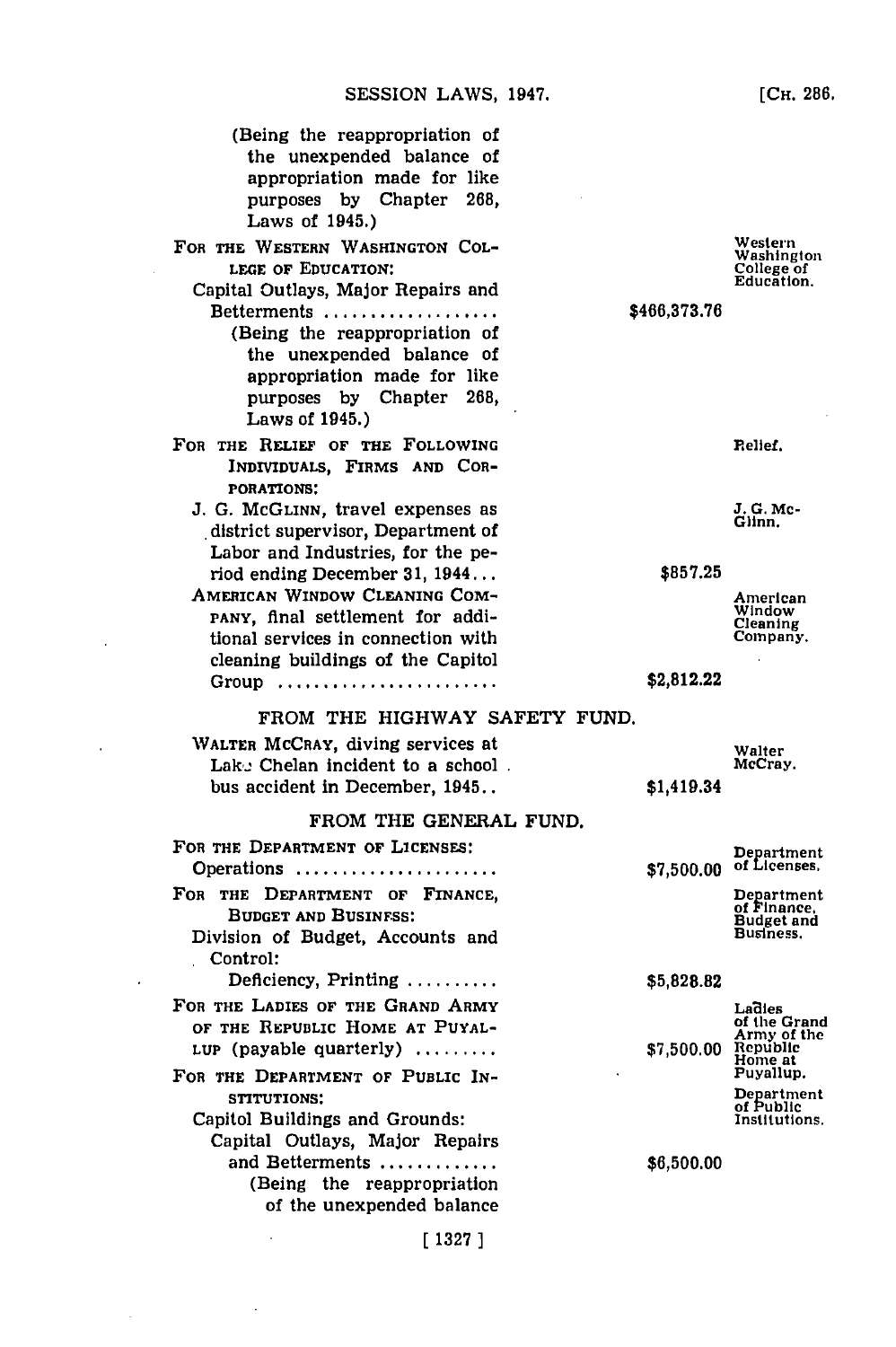(Being the reappropriation of the unexpended balance of appropriation made for like purposes by Chapter 268, Laws of 1945.)

| | | |
|---|---|---|
| FOR THE WESTERN WASHINGTON COLLEGE OF EDUCATION: | | Western Washington College of Education. |
| Capital Outlays, Major Repairs and Betterments .................. (Being the reappropriation of the unexpended balance of appropriation made for like purposes by Chapter 268, Laws of 1945.) | $466,373.76 | |
| FOR THE RELIEF OF THE FOLLOWING INDIVIDUALS, FIRMS AND CORPORATIONS: | | Relief. |
| J. G. McGLINN, travel expenses as district supervisor, Department of Labor and Industries, for the period ending December 31, 1944... | $857.25 | J. G. McGlinn. |
| AMERICAN WINDOW CLEANING COMPANY, final settlement for additional services in connection with cleaning buildings of the Capitol Group ........................ | $2,812.22 | American Window Cleaning Company. |

FROM THE HIGHWAY SAFETY FUND.

| | | |
|---|---|---|
| WALTER McCRAY, diving services at Lake Chelan incident to a school bus accident in December, 1945.. | $1,419.34 | Walter McCray. |

FROM THE GENERAL FUND.

| | | |
|---|---|---|
| FOR THE DEPARTMENT OF LICENSES: Operations ...................... | $7,500.00 | Department of Licenses. |
| FOR THE DEPARTMENT OF FINANCE, BUDGET AND BUSINESS: | | Department of Finance, Budget and Business. |
| Division of Budget, Accounts and Control: Deficiency, Printing .......... | $5,828.82 | |
| FOR THE LADIES OF THE GRAND ARMY OF THE REPUBLIC HOME AT PUYALLUP (payable quarterly) ......... | $7,500.00 | Ladies of the Grand Army of the Republic Home at Puyallup. |
| FOR THE DEPARTMENT OF PUBLIC INSTITUTIONS: | | Department of Public Institutions. |
| Capitol Buildings and Grounds: Capital Outlays, Major Repairs and Betterments ............. (Being the reappropriation of the unexpended balance | $6,500.00 | |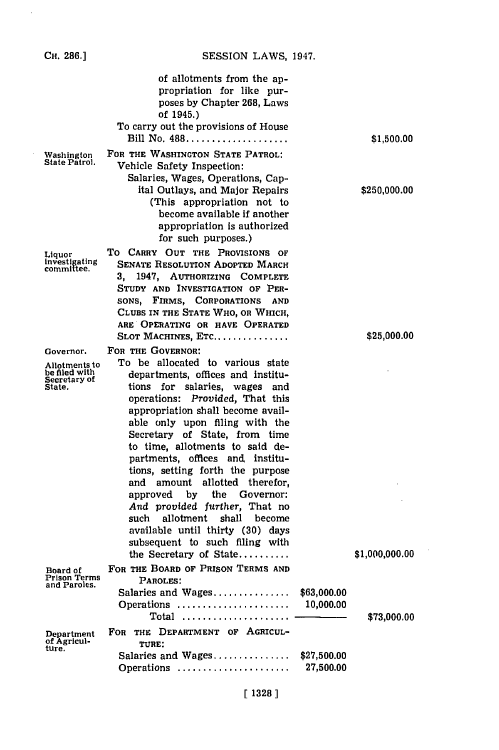of allotments from the appropriation for like purposes by Chapter 268, Laws of 1945.)

To carry out the provisions of House Bill No. 488.................... $1,500.00

Washington State Patrol.

FOR THE WASHINGTON STATE PATROL:

Vehicle Safety Inspection:

Salaries, Wages, Operations, Capital Outlays, and Major Repairs ..... $250,000.00

(This appropriation not to become available if another appropriation is authorized for such purposes.)

Liquor investigating committee.

TO CARRY OUT THE PROVISIONS OF SENATE RESOLUTION ADOPTED MARCH 3, 1947, AUTHORIZING COMPLETE STUDY AND INVESTIGATION OF PERSONS, FIRMS, CORPORATIONS AND CLUBS IN THE STATE WHO, OR WHICH, ARE OPERATING OR HAVE OPERATED SLOT MACHINES, ETC............... $25,000.00

Governor.

FOR THE GOVERNOR:

Allotments to be filed with Secretary of State.

To be allocated to various state departments, offices and institutions for salaries, wages and operations: *Provided*, That this appropriation shall become available only upon filing with the Secretary of State, from time to time, allotments to said departments, offices and institutions, setting forth the purpose and amount allotted therefor, approved by the Governor: *And provided further*, That no such allotment shall become available until thirty (30) days subsequent to such filing with the Secretary of State.......... $1,000,000.00

Board of Prison Terms and Paroles.

FOR THE BOARD OF PRISON TERMS AND PAROLES:

| | | |
|---|---|---|
| Salaries and Wages............... | $63,000.00 | |
| Operations ...................... | 10,000.00 | |
| Total ..................... | | $73,000.00 |

Department of Agriculture.

FOR THE DEPARTMENT OF AGRICULTURE:

| | | |
|---|---|---|
| Salaries and Wages............... | $27,500.00 | |
| Operations ...................... | 27,500.00 | |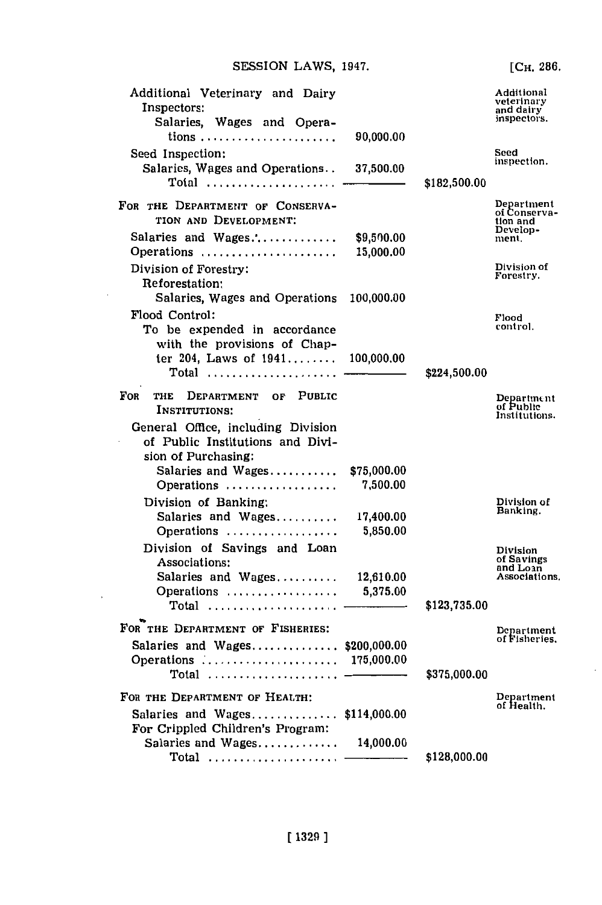| Item | Amount | Total | Margin note |
|---|---|---|---|
| Additional Veterinary and Dairy Inspectors: | | | Additional veterinary and dairy inspectors. |
| Salaries, Wages and Operations | 90,000.00 | | |
| Seed Inspection: | | | Seed inspection. |
| Salaries, Wages and Operations | 37,500.00 | | |
| Total | | $182,500.00 | |
| FOR THE DEPARTMENT OF CONSERVATION AND DEVELOPMENT: | | | Department of Conservation and Development. |
| Salaries and Wages | $9,500.00 | | |
| Operations | 15,000.00 | | |
| Division of Forestry: | | | Division of Forestry. |
| Reforestation: | | | |
| Salaries, Wages and Operations | 100,000.00 | | |
| Flood Control: | | | Flood control. |
| To be expended in accordance with the provisions of Chapter 204, Laws of 1941 | 100,000.00 | | |
| Total | | $224,500.00 | |
| FOR THE DEPARTMENT OF PUBLIC INSTITUTIONS: | | | Department of Public Institutions. |
| General Office, including Division of Public Institutions and Division of Purchasing: | | | |
| Salaries and Wages | $75,000.00 | | |
| Operations | 7,500.00 | | |
| Division of Banking: | | | Division of Banking. |
| Salaries and Wages | 17,400.00 | | |
| Operations | 5,850.00 | | |
| Division of Savings and Loan Associations: | | | Division of Savings and Loan Associations. |
| Salaries and Wages | 12,610.00 | | |
| Operations | 5,375.00 | | |
| Total | | $123,735.00 | |
| FOR THE DEPARTMENT OF FISHERIES: | | | Department of Fisheries. |
| Salaries and Wages | $200,000.00 | | |
| Operations | 175,000.00 | | |
| Total | | $375,000.00 | |
| FOR THE DEPARTMENT OF HEALTH: | | | Department of Health. |
| Salaries and Wages | $114,000.00 | | |
| For Crippled Children's Program: | | | |
| Salaries and Wages | 14,000.00 | | |
| Total | | $128,000.00 | |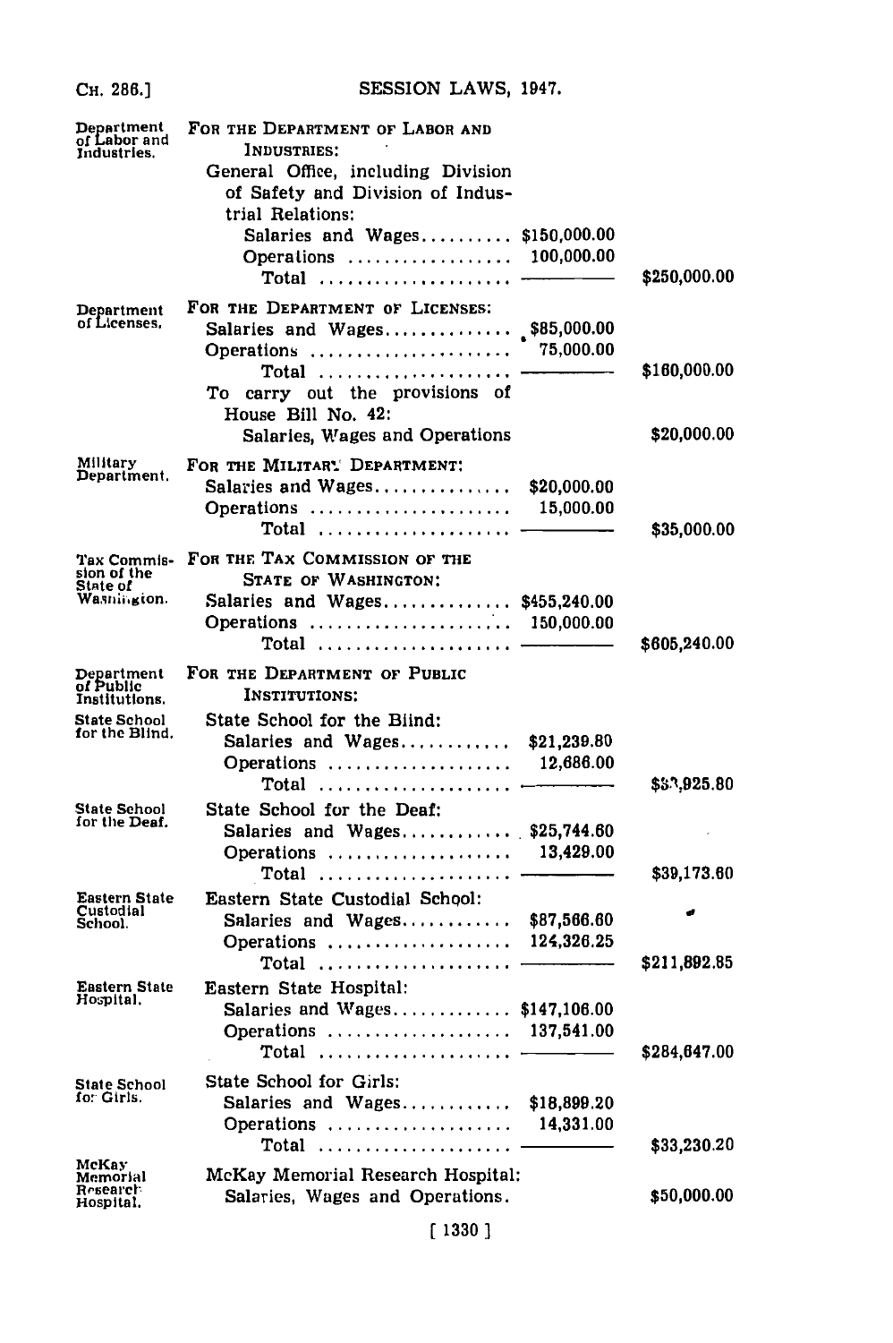| | | | |
|---|---|---|---|
| Department of Labor and Industries. | FOR THE DEPARTMENT OF LABOR AND INDUSTRIES: | | |
| | General Office, including Division of Safety and Division of Industrial Relations: | | |
| | Salaries and Wages | $150,000.00 | |
| | Operations | 100,000.00 | |
| | Total | | $250,000.00 |
| Department of Licenses. | FOR THE DEPARTMENT OF LICENSES: | | |
| | Salaries and Wages | $85,000.00 | |
| | Operations | 75,000.00 | |
| | Total | | $160,000.00 |
| | To carry out the provisions of House Bill No. 42: | | |
| | Salaries, Wages and Operations | | $20,000.00 |
| Military Department. | FOR THE MILITARY DEPARTMENT: | | |
| | Salaries and Wages | $20,000.00 | |
| | Operations | 15,000.00 | |
| | Total | | $35,000.00 |
| Tax Commission of the State of Washington. | FOR THE TAX COMMISSION OF THE STATE OF WASHINGTON: | | |
| | Salaries and Wages | $455,240.00 | |
| | Operations | 150,000.00 | |
| | Total | | $605,240.00 |
| Department of Public Institutions. | FOR THE DEPARTMENT OF PUBLIC INSTITUTIONS: | | |
| State School for the Blind. | State School for the Blind: | | |
| | Salaries and Wages | $21,239.80 | |
| | Operations | 12,686.00 | |
| | Total | | $33,925.80 |
| State School for the Deaf. | State School for the Deaf: | | |
| | Salaries and Wages | $25,744.60 | |
| | Operations | 13,429.00 | |
| | Total | | $39,173.60 |
| Eastern State Custodial School. | Eastern State Custodial School: | | |
| | Salaries and Wages | $87,566.60 | |
| | Operations | 124,326.25 | |
| | Total | | $211,892.85 |
| Eastern State Hospital. | Eastern State Hospital: | | |
| | Salaries and Wages | $147,106.00 | |
| | Operations | 137,541.00 | |
| | Total | | $284,647.00 |
| State School for Girls. | State School for Girls: | | |
| | Salaries and Wages | $18,899.20 | |
| | Operations | 14,331.00 | |
| | Total | | $33,230.20 |
| McKay Memorial Research Hospital. | McKay Memorial Research Hospital: | | |
| | Salaries, Wages and Operations. | | $50,000.00 |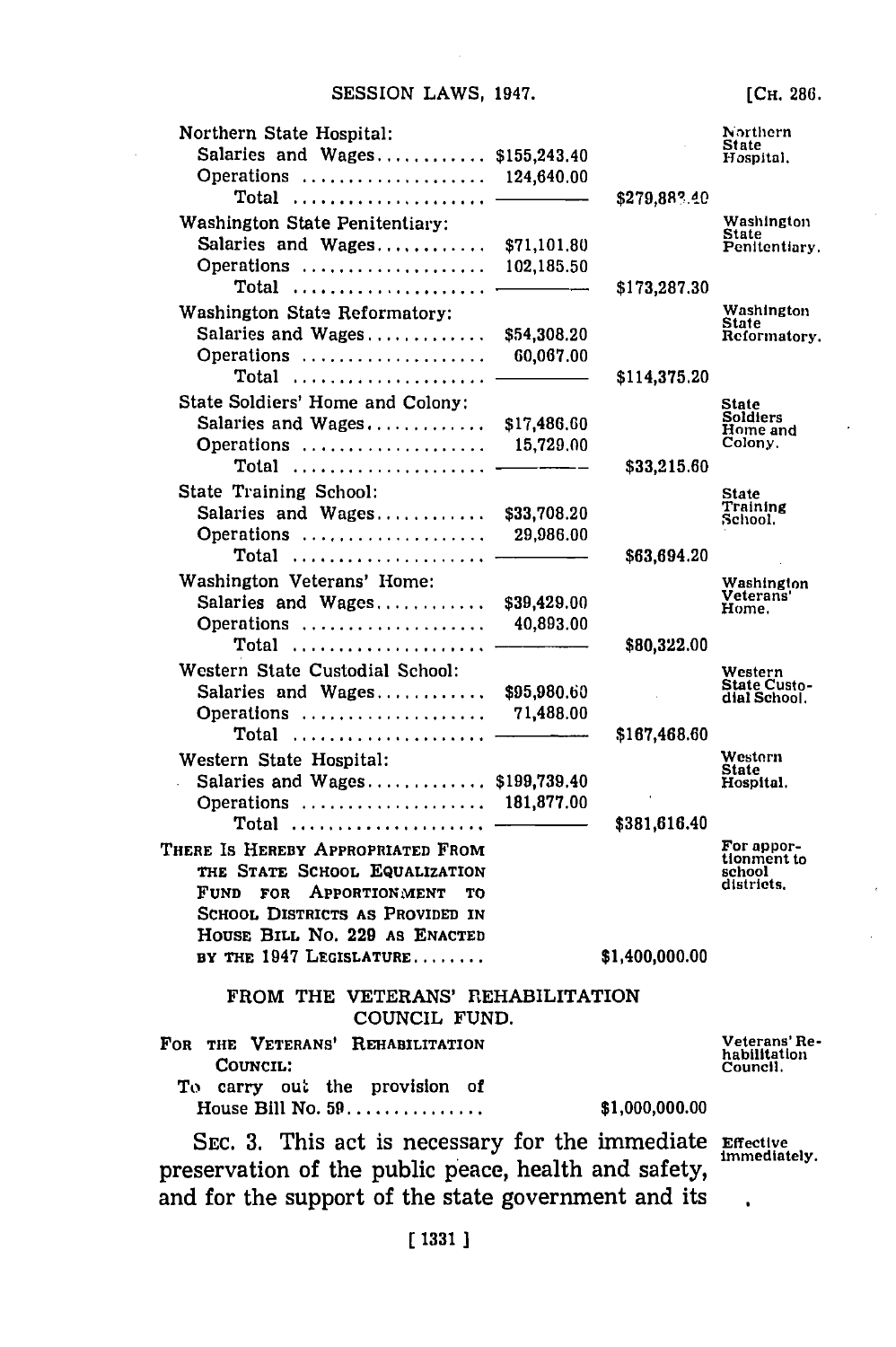| | | | |
|---|---|---|---|
| Northern State Hospital: | | | Northern State Hospital. |
| Salaries and Wages | $155,243.40 | | |
| Operations | 124,640.00 | | |
| Total | | $279,883.40 | |
| Washington State Penitentiary: | | | Washington State Penitentiary. |
| Salaries and Wages | $71,101.80 | | |
| Operations | 102,185.50 | | |
| Total | | $173,287.30 | |
| Washington State Reformatory: | | | Washington State Reformatory. |
| Salaries and Wages | $54,308.20 | | |
| Operations | 60,067.00 | | |
| Total | | $114,375.20 | |
| State Soldiers' Home and Colony: | | | State Soldiers Home and Colony. |
| Salaries and Wages | $17,486.60 | | |
| Operations | 15,729.00 | | |
| Total | | $33,215.60 | |
| State Training School: | | | State Training School. |
| Salaries and Wages | $33,708.20 | | |
| Operations | 29,986.00 | | |
| Total | | $63,694.20 | |
| Washington Veterans' Home: | | | Washington Veterans' Home. |
| Salaries and Wages | $39,429.00 | | |
| Operations | 40,893.00 | | |
| Total | | $80,322.00 | |
| Western State Custodial School: | | | Western State Custodial School. |
| Salaries and Wages | $95,980.60 | | |
| Operations | 71,488.00 | | |
| Total | | $167,468.60 | |
| Western State Hospital: | | | Western State Hospital. |
| Salaries and Wages | $199,739.40 | | |
| Operations | 181,877.00 | | |
| Total | | $381,616.40 | |
| THERE IS HEREBY APPROPRIATED FROM THE STATE SCHOOL EQUALIZATION FUND FOR APPORTIONMENT TO SCHOOL DISTRICTS AS PROVIDED IN HOUSE BILL NO. 229 AS ENACTED BY THE 1947 LEGISLATURE | | $1,400,000.00 | For apportionment to school districts. |

FROM THE VETERANS' REHABILITATION COUNCIL FUND.

| | | |
|---|---|---|
| FOR THE VETERANS' REHABILITATION COUNCIL: | | Veterans' Rehabilitation Council. |
| To carry out the provision of House Bill No. 59 | $1,000,000.00 | |

SEC. 3. This act is necessary for the immediate preservation of the public peace, health and safety, and for the support of the state government and its

Effective immediately.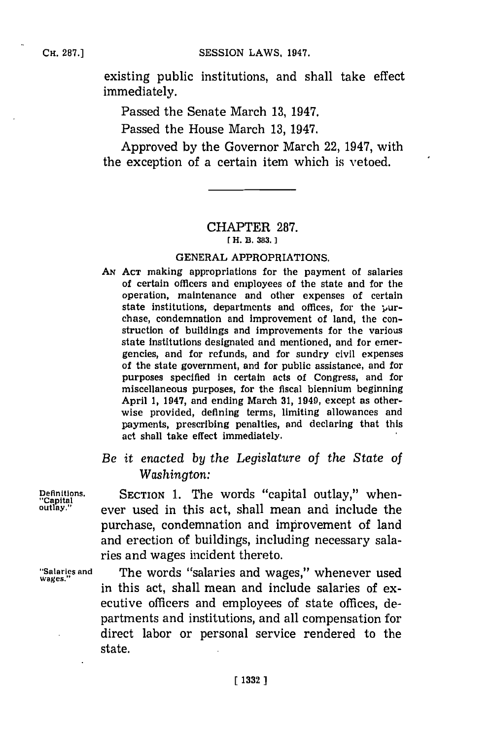existing public institutions, and shall take effect immediately.

Passed the Senate March 13, 1947.

Passed the House March 13, 1947.

Approved by the Governor March 22, 1947, with the exception of a certain item which is vetoed.

---

## CHAPTER 287.

[H. B. 383.]

### GENERAL APPROPRIATIONS.

AN ACT making appropriations for the payment of salaries of certain officers and employees of the state and for the operation, maintenance and other expenses of certain state institutions, departments and offices, for the purchase, condemnation and improvement of land, the construction of buildings and improvements for the various state institutions designated and mentioned, and for emergencies, and for refunds, and for sundry civil expenses of the state government, and for public assistance, and for purposes specified in certain acts of Congress, and for miscellaneous purposes, for the fiscal biennium beginning April 1, 1947, and ending March 31, 1949, except as otherwise provided, defining terms, limiting allowances and payments, prescribing penalties, and declaring that this act shall take effect immediately.

*Be it enacted by the Legislature of the State of Washington:*

Definitions. "Capital outlay."

SECTION 1. The words "capital outlay," whenever used in this act, shall mean and include the purchase, condemnation and improvement of land and erection of buildings, including necessary salaries and wages incident thereto.

"Salaries and wages."

The words "salaries and wages," whenever used in this act, shall mean and include salaries of executive officers and employees of state offices, departments and institutions, and all compensation for direct labor or personal service rendered to the state.